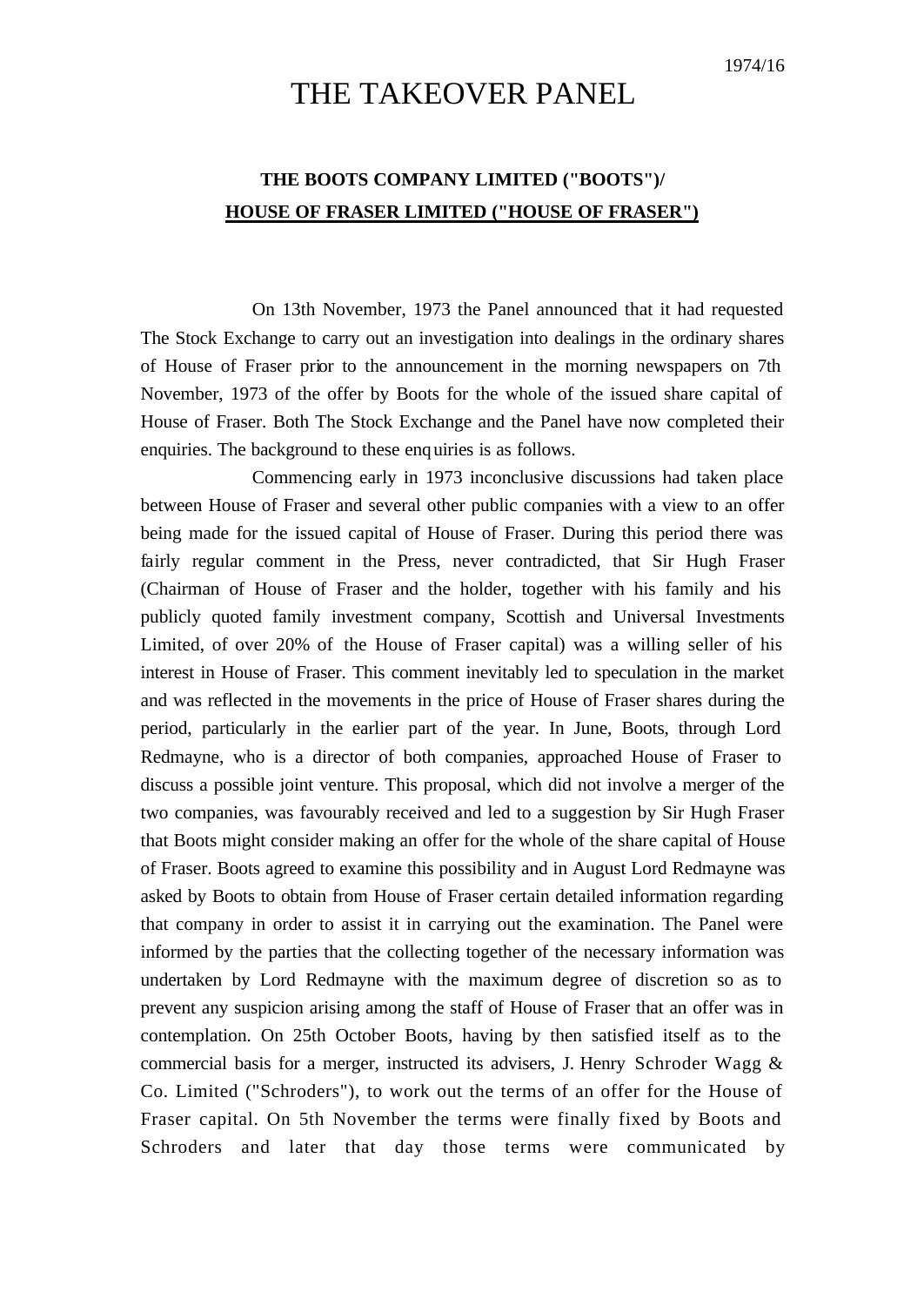1974/16

# THE TAKEOVER PANEL

## THE BOOTS COMPANY LIMITED ("BOOTS")/ HOUSE OF FRASER LIMITED ("HOUSE OF FRASER")

On 13th November, 1973 the Panel announced that it had requested The Stock Exchange to carry out an investigation into dealings in the ordinary shares of House of Fraser prior to the announcement in the morning newspapers on 7th November, 1973 of the offer by Boots for the whole of the issued share capital of House of Fraser. Both The Stock Exchange and the Panel have now completed their enquiries. The background to these enquiries is as follows.

Commencing early in 1973 inconclusive discussions had taken place between House of Fraser and several other public companies with a view to an offer being made for the issued capital of House of Fraser. During this period there was fairly regular comment in the Press, never contradicted, that Sir Hugh Fraser (Chairman of House of Fraser and the holder, together with his family and his publicly quoted family investment company, Scottish and Universal Investments Limited, of over 20% of the House of Fraser capital) was a willing seller of his interest in House of Fraser. This comment inevitably led to speculation in the market and was reflected in the movements in the price of House of Fraser shares during the period, particularly in the earlier part of the year. In June, Boots, through Lord Redmayne, who is a director of both companies, approached House of Fraser to discuss a possible joint venture. This proposal, which did not involve a merger of the two companies, was favourably received and led to a suggestion by Sir Hugh Fraser that Boots might consider making an offer for the whole of the share capital of House of Fraser. Boots agreed to examine this possibility and in August Lord Redmayne was asked by Boots to obtain from House of Fraser certain detailed information regarding that company in order to assist it in carrying out the examination. The Panel were informed by the parties that the collecting together of the necessary information was undertaken by Lord Redmayne with the maximum degree of discretion so as to prevent any suspicion arising among the staff of House of Fraser that an offer was in contemplation. On 25th October Boots, having by then satisfied itself as to the commercial basis for a merger, instructed its advisers, J. Henry Schroder Wagg & Co. Limited ("Schroders"), to work out the terms of an offer for the House of Fraser capital. On 5th November the terms were finally fixed by Boots and Schroders and later that day those terms were communicated by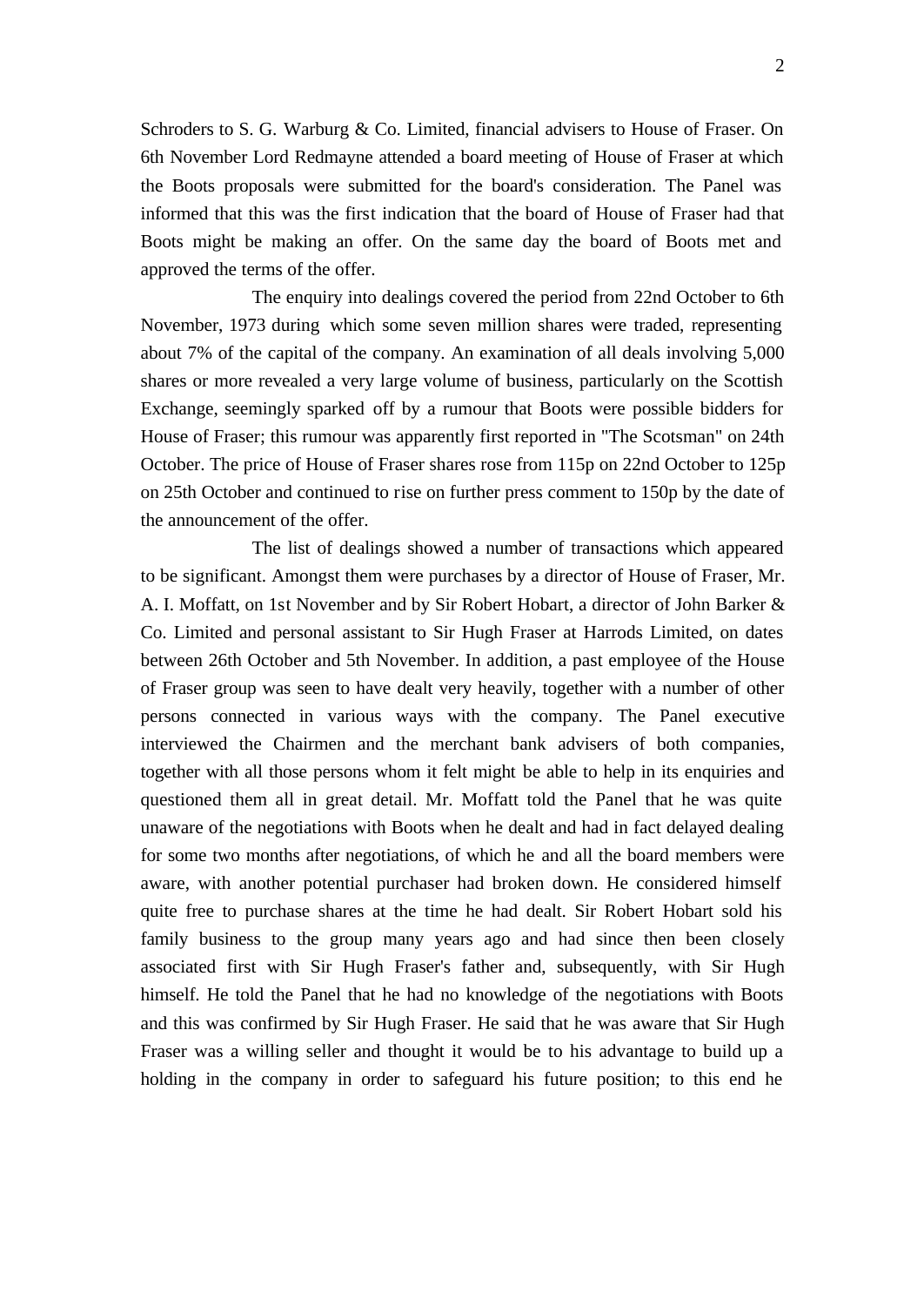Schroders to S. G. Warburg & Co. Limited, financial advisers to House of Fraser. On 6th November Lord Redmayne attended a board meeting of House of Fraser at which the Boots proposals were submitted for the board's consideration. The Panel was informed that this was the first indication that the board of House of Fraser had that Boots might be making an offer. On the same day the board of Boots met and approved the terms of the offer.

The enquiry into dealings covered the period from 22nd October to 6th November, 1973 during which some seven million shares were traded, representing about 7% of the capital of the company. An examination of all deals involving 5,000 shares or more revealed a very large volume of business, particularly on the Scottish Exchange, seemingly sparked off by a rumour that Boots were possible bidders for House of Fraser; this rumour was apparently first reported in "The Scotsman" on 24th October. The price of House of Fraser shares rose from 115p on 22nd October to 125p on 25th October and continued to rise on further press comment to 150p by the date of the announcement of the offer.

The list of dealings showed a number of transactions which appeared to be significant. Amongst them were purchases by a director of House of Fraser, Mr. A. I. Moffatt, on 1st November and by Sir Robert Hobart, a director of John Barker & Co. Limited and personal assistant to Sir Hugh Fraser at Harrods Limited, on dates between 26th October and 5th November. In addition, a past employee of the House of Fraser group was seen to have dealt very heavily, together with a number of other persons connected in various ways with the company. The Panel executive interviewed the Chairmen and the merchant bank advisers of both companies, together with all those persons whom it felt might be able to help in its enquiries and questioned them all in great detail. Mr. Moffatt told the Panel that he was quite unaware of the negotiations with Boots when he dealt and had in fact delayed dealing for some two months after negotiations, of which he and all the board members were aware, with another potential purchaser had broken down. He considered himself quite free to purchase shares at the time he had dealt. Sir Robert Hobart sold his family business to the group many years ago and had since then been closely associated first with Sir Hugh Fraser's father and, subsequently, with Sir Hugh himself. He told the Panel that he had no knowledge of the negotiations with Boots and this was confirmed by Sir Hugh Fraser. He said that he was aware that Sir Hugh Fraser was a willing seller and thought it would be to his advantage to build up a holding in the company in order to safeguard his future position; to this end he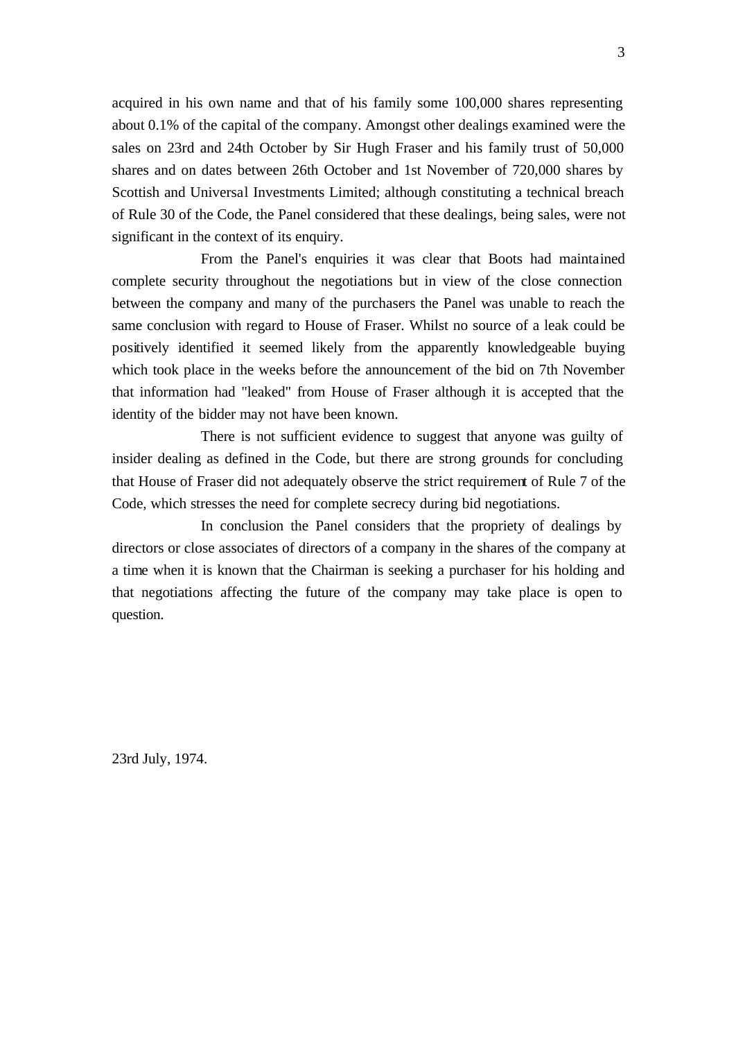acquired in his own name and that of his family some 100,000 shares representing about 0.1% of the capital of the company. Amongst other dealings examined were the sales on 23rd and 24th October by Sir Hugh Fraser and his family trust of 50,000 shares and on dates between 26th October and 1st November of 720,000 shares by Scottish and Universal Investments Limited; although constituting a technical breach of Rule 30 of the Code, the Panel considered that these dealings, being sales, were not significant in the context of its enquiry.

From the Panel's enquiries it was clear that Boots had maintained complete security throughout the negotiations but in view of the close connection between the company and many of the purchasers the Panel was unable to reach the same conclusion with regard to House of Fraser. Whilst no source of a leak could be positively identified it seemed likely from the apparently knowledgeable buying which took place in the weeks before the announcement of the bid on 7th November that information had "leaked" from House of Fraser although it is accepted that the identity of the bidder may not have been known.

There is not sufficient evidence to suggest that anyone was guilty of insider dealing as defined in the Code, but there are strong grounds for concluding that House of Fraser did not adequately observe the strict requirement of Rule 7 of the Code, which stresses the need for complete secrecy during bid negotiations.

In conclusion the Panel considers that the propriety of dealings by directors or close associates of directors of a company in the shares of the company at a time when it is known that the Chairman is seeking a purchaser for his holding and that negotiations affecting the future of the company may take place is open to question.

23rd July, 1974.